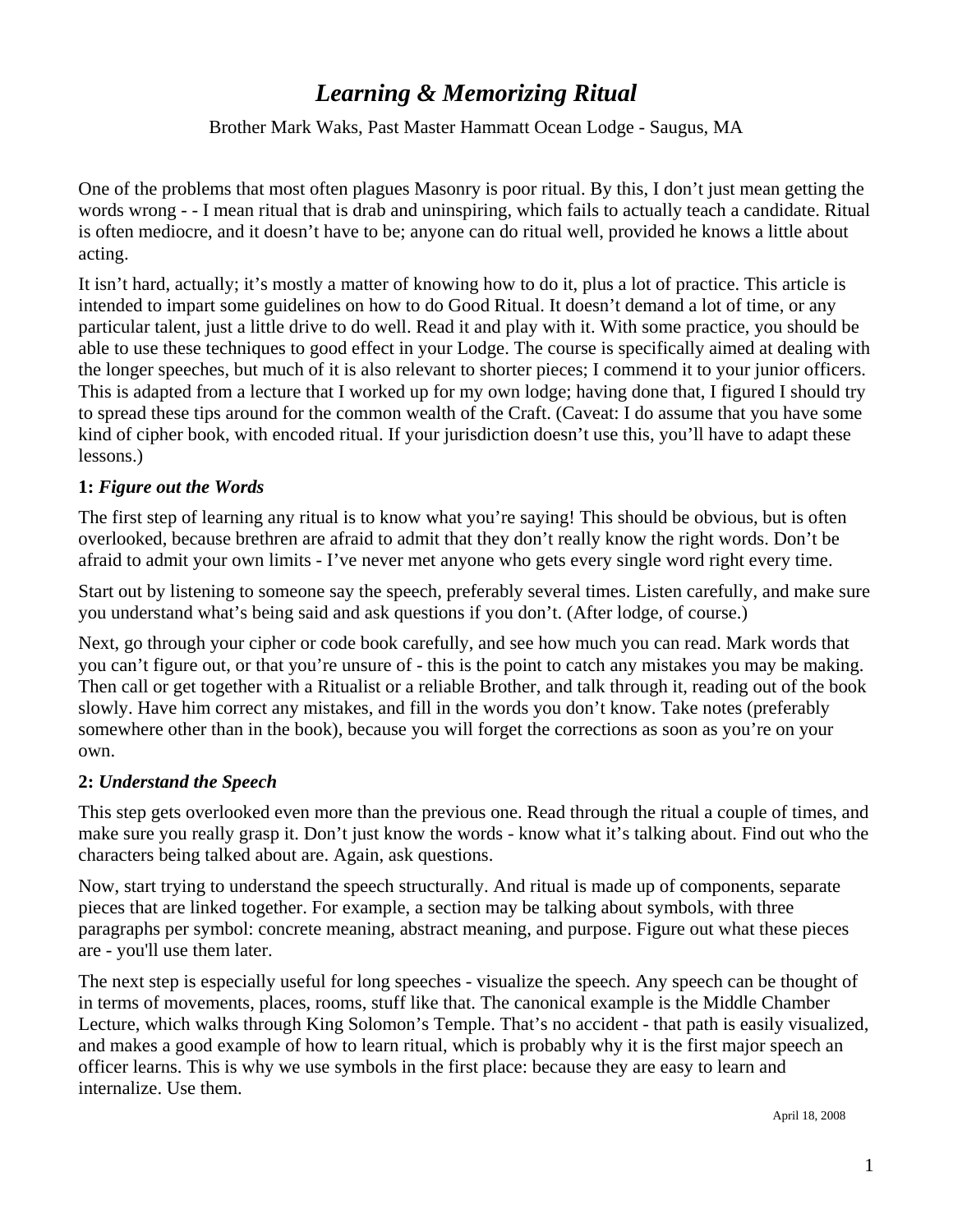# *Learning & Memorizing Ritual*

Brother Mark Waks, Past Master Hammatt Ocean Lodge - Saugus, MA

One of the problems that most often plagues Masonry is poor ritual. By this, I don't just mean getting the words wrong - - I mean ritual that is drab and uninspiring, which fails to actually teach a candidate. Ritual is often mediocre, and it doesn't have to be; anyone can do ritual well, provided he knows a little about acting.

It isn't hard, actually; it's mostly a matter of knowing how to do it, plus a lot of practice. This article is intended to impart some guidelines on how to do Good Ritual. It doesn't demand a lot of time, or any particular talent, just a little drive to do well. Read it and play with it. With some practice, you should be able to use these techniques to good effect in your Lodge. The course is specifically aimed at dealing with the longer speeches, but much of it is also relevant to shorter pieces; I commend it to your junior officers. This is adapted from a lecture that I worked up for my own lodge; having done that, I figured I should try to spread these tips around for the common wealth of the Craft. (Caveat: I do assume that you have some kind of cipher book, with encoded ritual. If your jurisdiction doesn't use this, you'll have to adapt these lessons.)

### 1: *Figure out the Words*

The first step of learning any ritual is to know what you're saying! This should be obvious, but is often overlooked, because brethren are afraid to admit that they don't really know the right words. Don't be afraid to admit your own limits - I've never met anyone who gets every single word right every time.

Start out by listening to someone say the speech, preferably several times. Listen carefully, and make sure you understand what's being said and ask questions if you don't. (After lodge, of course.)

Next, go through your cipher or code book carefully, and see how much you can read. Mark words that you can't figure out, or that you're unsure of - this is the point to catch any mistakes you may be making. Then call or get together with a Ritualist or a reliable Brother, and talk through it, reading out of the book slowly. Have him correct any mistakes, and fill in the words you don't know. Take notes (preferably somewhere other than in the book), because you will forget the corrections as soon as you're on your own.

### 2: *Understand the Speech*

This step gets overlooked even more than the previous one. Read through the ritual a couple of times, and make sure you really grasp it. Don't just know the words - know what it's talking about. Find out who the characters being talked about are. Again, ask questions.

Now, start trying to understand the speech structurally. And ritual is made up of components, separate pieces that are linked together. For example, a section may be talking about symbols, with three paragraphs per symbol: concrete meaning, abstract meaning, and purpose. Figure out what these pieces are - you'll use them later.

The next step is especially useful for long speeches - visualize the speech. Any speech can be thought of in terms of movements, places, rooms, stuff like that. The canonical example is the Middle Chamber Lecture, which walks through King Solomon's Temple. That's no accident - that path is easily visualized, and makes a good example of how to learn ritual, which is probably why it is the first major speech an officer learns. This is why we use symbols in the first place: because they are easy to learn and internalize. Use them.

April 18, 2008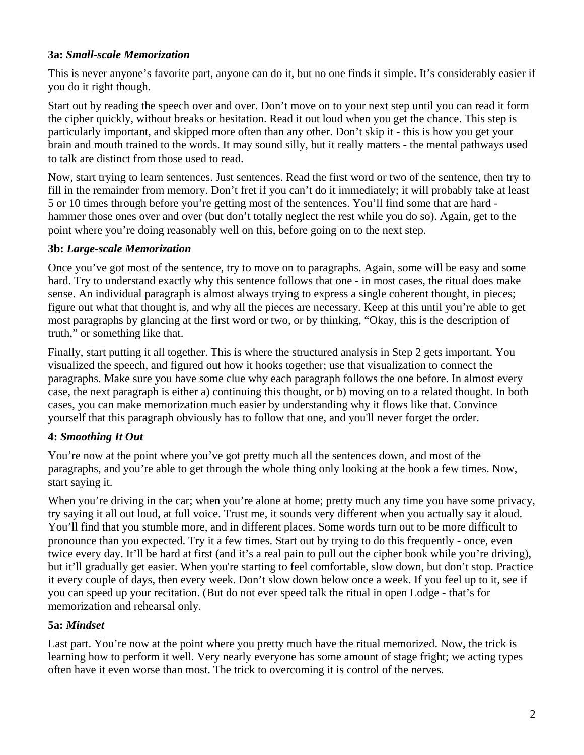### 3a: *Small-scale Memorization*

This is never anyone's favorite part, anyone can do it, but no one finds it simple. It's considerably easier if you do it right though.

Start out by reading the speech over and over. Don't move on to your next step until you can read it form the cipher quickly, without breaks or hesitation. Read it out loud when you get the chance. This step is particularly important, and skipped more often than any other. Don't skip it - this is how you get your brain and mouth trained to the words. It may sound silly, but it really matters - the mental pathways used to talk are distinct from those used to read.

Now, start trying to learn sentences. Just sentences. Read the first word or two of the sentence, then try to fill in the remainder from memory. Don't fret if you can't do it immediately; it will probably take at least 5 or 10 times through before you're getting most of the sentences. You'll find some that are hard - hammer those ones over and over (but don't totally neglect the rest while you do so). Again, get to the point where you're doing reasonably well on this, before going on to the next step.

### 3b: *Large-scale Memorization*

Once you've got most of the sentence, try to move on to paragraphs. Again, some will be easy and some hard. Try to understand exactly why this sentence follows that one - in most cases, the ritual does make sense. An individual paragraph is almost always trying to express a single coherent thought, in pieces; figure out what that thought is, and why all the pieces are necessary. Keep at this until you're able to get most paragraphs by glancing at the first word or two, or by thinking, "Okay, this is the description of truth," or something like that.

Finally, start putting it all together. This is where the structured analysis in Step 2 gets important. You visualized the speech, and figured out how it hooks together; use that visualization to connect the paragraphs. Make sure you have some clue why each paragraph follows the one before. In almost every case, the next paragraph is either a) continuing this thought, or b) moving on to a related thought. In both cases, you can make memorization much easier by understanding why it flows like that. Convince yourself that this paragraph obviously has to follow that one, and you'll never forget the order.

### 4: *Smoothing It Out*

You're now at the point where you've got pretty much all the sentences down, and most of the paragraphs, and you're able to get through the whole thing only looking at the book a few times. Now, start saying it.

When you're driving in the car; when you're alone at home; pretty much any time you have some privacy, try saying it all out loud, at full voice. Trust me, it sounds very different when you actually say it aloud. You'll find that you stumble more, and in different places. Some words turn out to be more difficult to pronounce than you expected. Try it a few times. Start out by trying to do this frequently - once, even twice every day. It'll be hard at first (and it's a real pain to pull out the cipher book while you're driving), but it'll gradually get easier. When you're starting to feel comfortable, slow down, but don't stop. Practice it every couple of days, then every week. Don't slow down below once a week. If you feel up to it, see if you can speed up your recitation. (But do not ever speed talk the ritual in open Lodge - that's for memorization and rehearsal only.

### 5a: *Mindset*

Last part. You're now at the point where you pretty much have the ritual memorized. Now, the trick is learning how to perform it well. Very nearly everyone has some amount of stage fright; we acting types often have it even worse than most. The trick to overcoming it is control of the nerves.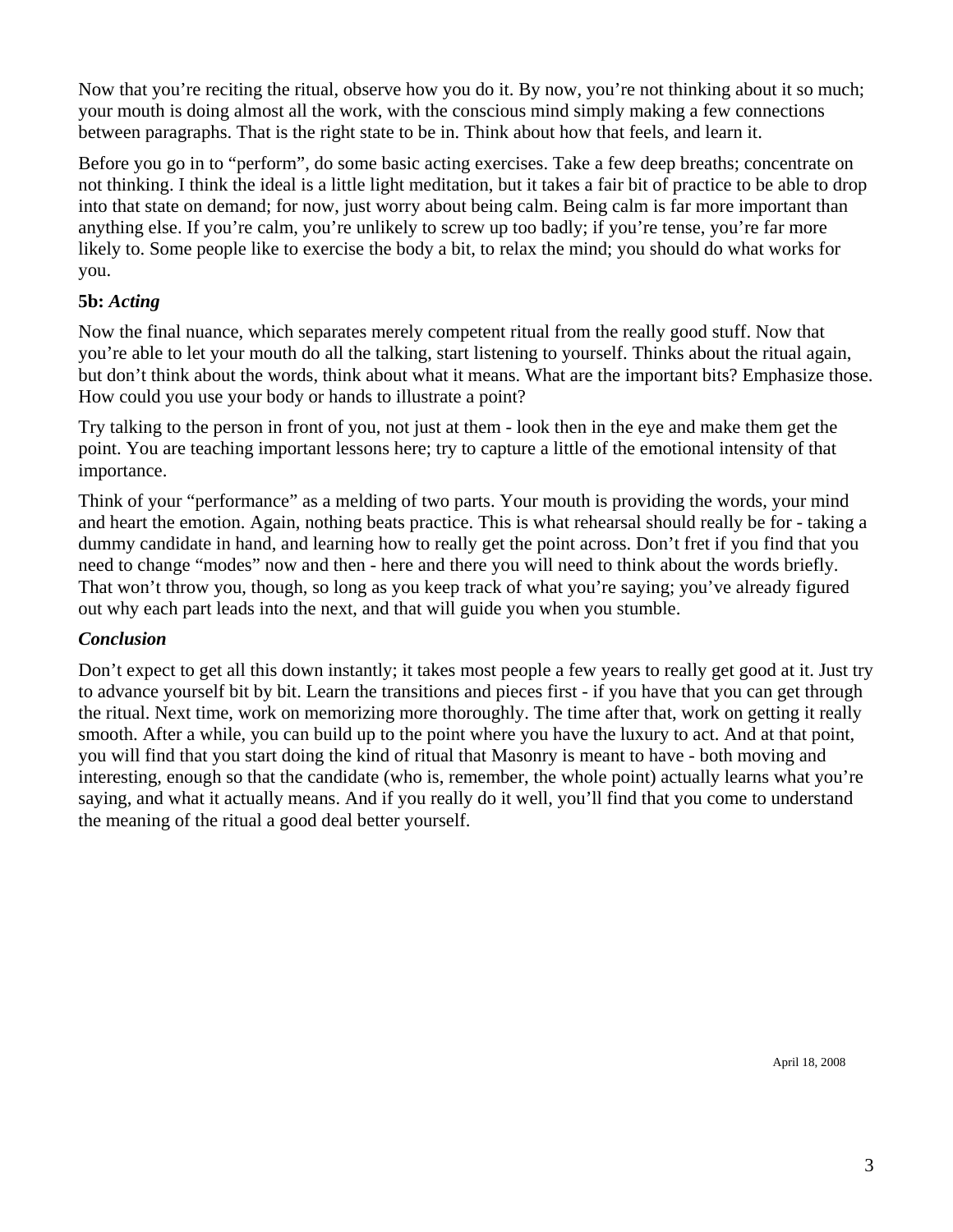Now that you're reciting the ritual, observe how you do it. By now, you're not thinking about it so much; your mouth is doing almost all the work, with the conscious mind simply making a few connections between paragraphs. That is the right state to be in. Think about how that feels, and learn it.

Before you go in to "perform", do some basic acting exercises. Take a few deep breaths; concentrate on not thinking. I think the ideal is a little light meditation, but it takes a fair bit of practice to be able to drop into that state on demand; for now, just worry about being calm. Being calm is far more important than anything else. If you're calm, you're unlikely to screw up too badly; if you're tense, you're far more likely to. Some people like to exercise the body a bit, to relax the mind; you should do what works for you.

### 5b: *Acting*

Now the final nuance, which separates merely competent ritual from the really good stuff. Now that you're able to let your mouth do all the talking, start listening to yourself. Thinks about the ritual again, but don't think about the words, think about what it means. What are the important bits? Emphasize those. How could you use your body or hands to illustrate a point?

Try talking to the person in front of you, not just at them - look then in the eye and make them get the point. You are teaching important lessons here; try to capture a little of the emotional intensity of that importance.

Think of your "performance" as a melding of two parts. Your mouth is providing the words, your mind and heart the emotion. Again, nothing beats practice. This is what rehearsal should really be for - taking a dummy candidate in hand, and learning how to really get the point across. Don't fret if you find that you need to change "modes" now and then - here and there you will need to think about the words briefly. That won't throw you, though, so long as you keep track of what you're saying; you've already figured out why each part leads into the next, and that will guide you when you stumble.

### *Conclusion*

Don't expect to get all this down instantly; it takes most people a few years to really get good at it. Just try to advance yourself bit by bit. Learn the transitions and pieces first - if you have that you can get through the ritual. Next time, work on memorizing more thoroughly. The time after that, work on getting it really smooth. After a while, you can build up to the point where you have the luxury to act. And at that point, you will find that you start doing the kind of ritual that Masonry is meant to have - both moving and interesting, enough so that the candidate (who is, remember, the whole point) actually learns what you're saying, and what it actually means. And if you really do it well, you'll find that you come to understand the meaning of the ritual a good deal better yourself.

April 18, 2008